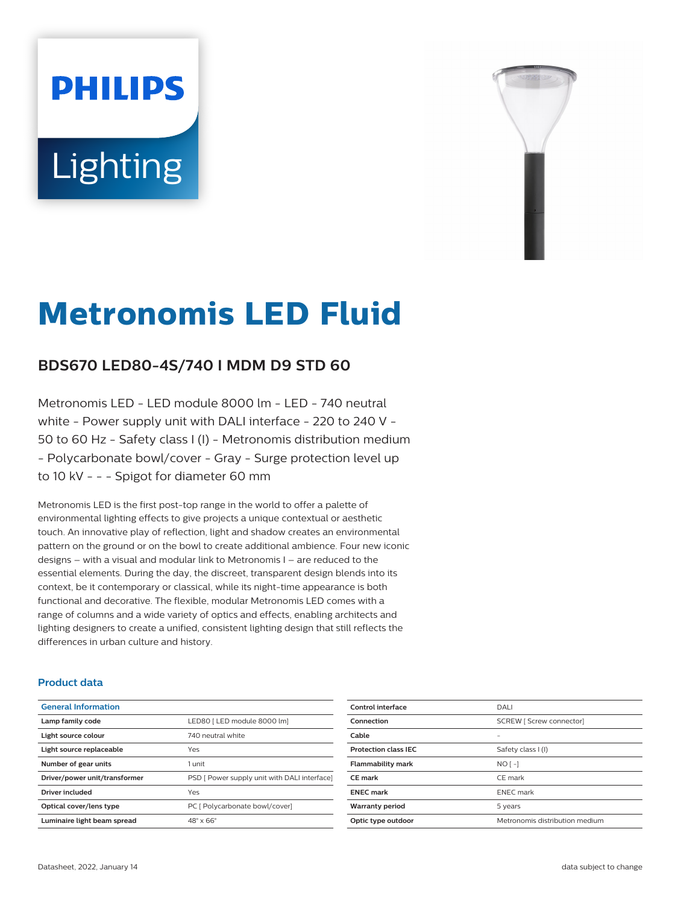PHILIPS Lighting

# Metronomis LED Fluid

## BDS670 LED80-4S/740 I MDM D9 STD 60

Metronomis LED - LED module 8000 lm - LED - 740 neutral white - Power supply unit with DALI interface - 220 to 240 V - 50 to 60 Hz - Safety class I (I) - Metronomis distribution medium - Polycarbonate bowl/cover - Gray - Surge protection level up to 10 kV - - - Spigot for diameter 60 mm

Metronomis LED is the first post-top range in the world to offer a palette of environmental lighting effects to give projects a unique contextual or aesthetic touch. An innovative play of reflection, light and shadow creates an environmental pattern on the ground or on the bowl to create additional ambience. Four new iconic designs – with a visual and modular link to Metronomis I – are reduced to the essential elements. During the day, the discreet, transparent design blends into its context, be it contemporary or classical, while its night-time appearance is both functional and decorative. The flexible, modular Metronomis LED comes with a range of columns and a wide variety of optics and effects, enabling architects and lighting designers to create a unified, consistent lighting design that still reflects the differences in urban culture and history.

### Product data

| General Information | |
|---|---|
| Lamp family code | LED80 [ LED module 8000 lm] |
| Light source colour | 740 neutral white |
| Light source replaceable | Yes |
| Number of gear units | 1 unit |
| Driver/power unit/transformer | PSD [ Power supply unit with DALI interface] |
| Driver included | Yes |
| Optical cover/lens type | PC [ Polycarbonate bowl/cover] |
| Luminaire light beam spread | 48° x 66° |
| Control interface | DALI |
| Connection | SCREW [ Screw connector] |
| Cable | - |
| Protection class IEC | Safety class I (I) |
| Flammability mark | NO [ -] |
| CE mark | CE mark |
| ENEC mark | ENEC mark |
| Warranty period | 5 years |
| Optic type outdoor | Metronomis distribution medium |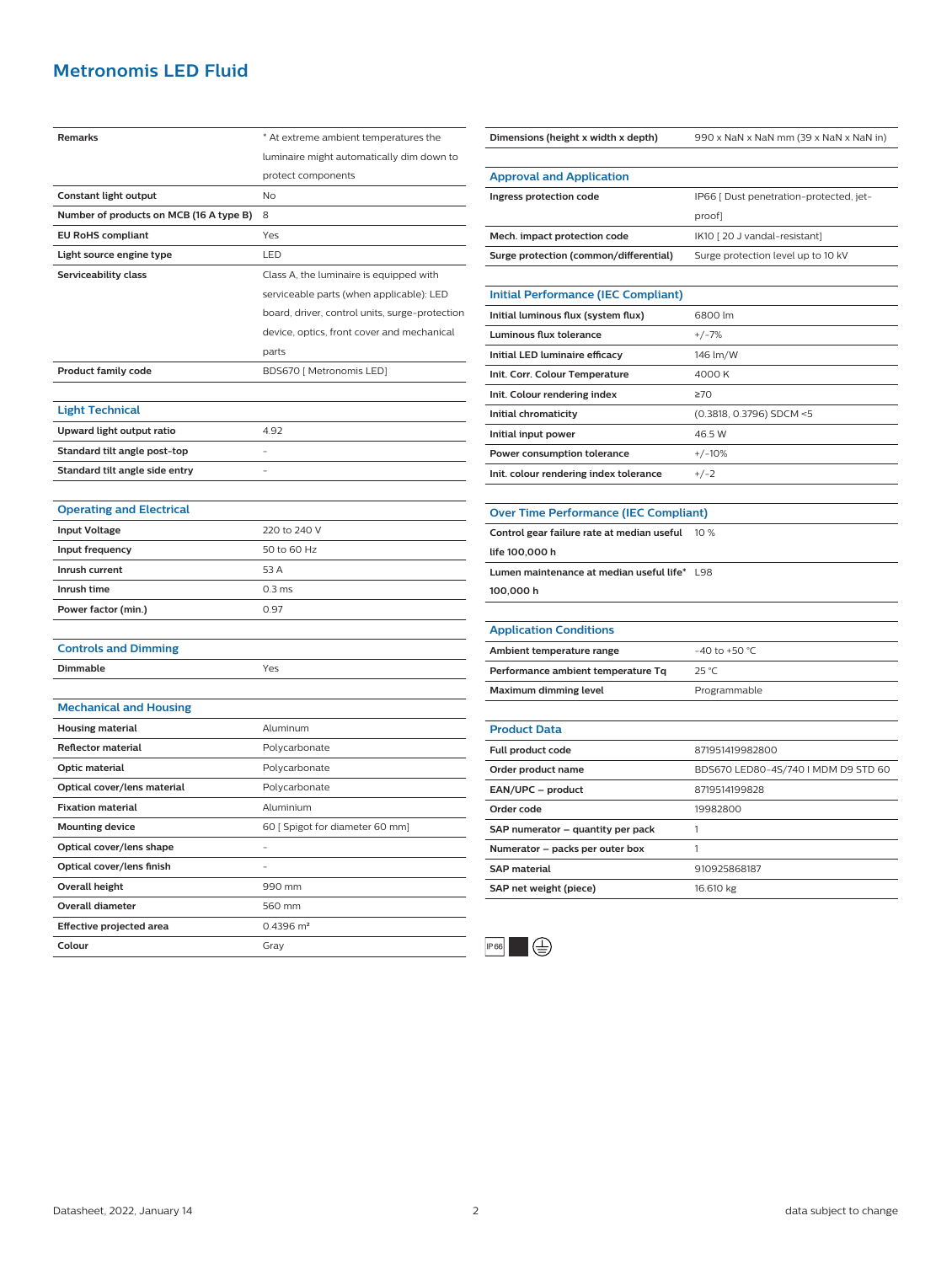# Metronomis LED Fluid

| | |
|---|---|
| **Remarks** | * At extreme ambient temperatures the luminaire might automatically dim down to protect components |
| **Constant light output** | No |
| **Number of products on MCB (16 A type B)** | 8 |
| **EU RoHS compliant** | Yes |
| **Light source engine type** | LED |
| **Serviceability class** | Class A, the luminaire is equipped with serviceable parts (when applicable): LED board, driver, control units, surge-protection device, optics, front cover and mechanical parts |
| **Product family code** | BDS670 [ Metronomis LED] |

## Light Technical

| | |
|---|---|
| **Upward light output ratio** | 4.92 |
| **Standard tilt angle post-top** | - |
| **Standard tilt angle side entry** | - |

## Operating and Electrical

| | |
|---|---|
| **Input Voltage** | 220 to 240 V |
| **Input frequency** | 50 to 60 Hz |
| **Inrush current** | 53 A |
| **Inrush time** | 0.3 ms |
| **Power factor (min.)** | 0.97 |

## Controls and Dimming

| | |
|---|---|
| **Dimmable** | Yes |

## Mechanical and Housing

| | |
|---|---|
| **Housing material** | Aluminum |
| **Reflector material** | Polycarbonate |
| **Optic material** | Polycarbonate |
| **Optical cover/lens material** | Polycarbonate |
| **Fixation material** | Aluminium |
| **Mounting device** | 60 [ Spigot for diameter 60 mm] |
| **Optical cover/lens shape** | - |
| **Optical cover/lens finish** | - |
| **Overall height** | 990 mm |
| **Overall diameter** | 560 mm |
| **Effective projected area** | 0.4396 m² |
| **Colour** | Gray |

| | |
|---|---|
| **Dimensions (height x width x depth)** | 990 x NaN x NaN mm (39 x NaN x NaN in) |

## Approval and Application

| | |
|---|---|
| **Ingress protection code** | IP66 [ Dust penetration-protected, jet-proof] |
| **Mech. impact protection code** | IK10 [ 20 J vandal-resistant] |
| **Surge protection (common/differential)** | Surge protection level up to 10 kV |

## Initial Performance (IEC Compliant)

| | |
|---|---|
| **Initial luminous flux (system flux)** | 6800 lm |
| **Luminous flux tolerance** | +/-7% |
| **Initial LED luminaire efficacy** | 146 lm/W |
| **Init. Corr. Colour Temperature** | 4000 K |
| **Init. Colour rendering index** | ≥70 |
| **Initial chromaticity** | (0.3818, 0.3796) SDCM <5 |
| **Initial input power** | 46.5 W |
| **Power consumption tolerance** | +/-10% |
| **Init. colour rendering index tolerance** | +/-2 |

## Over Time Performance (IEC Compliant)

| | |
|---|---|
| **Control gear failure rate at median useful life 100,000 h** | 10 % |
| **Lumen maintenance at median useful life* 100,000 h** | L98 |

## Application Conditions

| | |
|---|---|
| **Ambient temperature range** | -40 to +50 °C |
| **Performance ambient temperature Tq** | 25 °C |
| **Maximum dimming level** | Programmable |

## Product Data

| | |
|---|---|
| **Full product code** | 871951419982800 |
| **Order product name** | BDS670 LED80-4S/740 I MDM D9 STD 60 |
| **EAN/UPC – product** | 8719514199828 |
| **Order code** | 19982800 |
| **SAP numerator – quantity per pack** | 1 |
| **Numerator – packs per outer box** | 1 |
| **SAP material** | 910925868187 |
| **SAP net weight (piece)** | 16.610 kg |

IP66

Datasheet, 2022, January 14 | data subject to change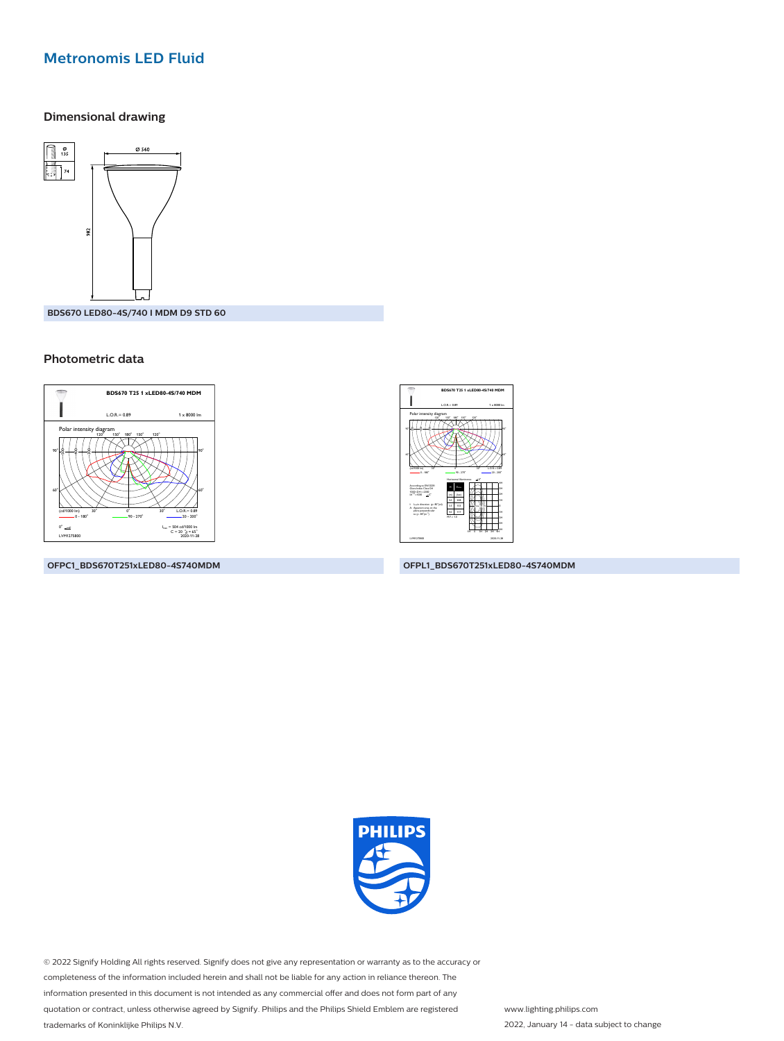## Metronomis LED Fluid

### Dimensional drawing

Ø 135

74

Ø 560

982

**BDS670 LED80-4S/740 I MDM D9 STD 60**

### Photometric data

BDS670 T25 1 xLED80-4S/740 MDM

L.O.R.= 0.89

1 x 8000 lm

Polar intensity diagram

120° 150° 180° 150° 120°

90° 90°

60° 60°

(cd/1000 lm) 30° 0° 30° L.O.R.= 0.89

0 - 180° 90 - 270° 20 - 200°

$I_{max}$ = 504 cd/1000 lm

C = 20 γ = 65°

LVM1275800

2020-11-28

**OFPC1_BDS670T251xLED80-4S740MDM**

BDS670 T25 1 xLED80-4S/740 MDM

L.O.R.= 0.89

1 x 8000 lm

Polar intensity diagram

LVM1275800

2020-11-28

**OFPL1_BDS670T251xLED80-4S740MDM**

© 2022 Signify Holding All rights reserved. Signify does not give any representation or warranty as to the accuracy or completeness of the information included herein and shall not be liable for any action in reliance thereon. The information presented in this document is not intended as any commercial offer and does not form part of any quotation or contract, unless otherwise agreed by Signify. Philips and the Philips Shield Emblem are registered trademarks of Koninklijke Philips N.V.

www.lighting.philips.com

2022, January 14 - data subject to change